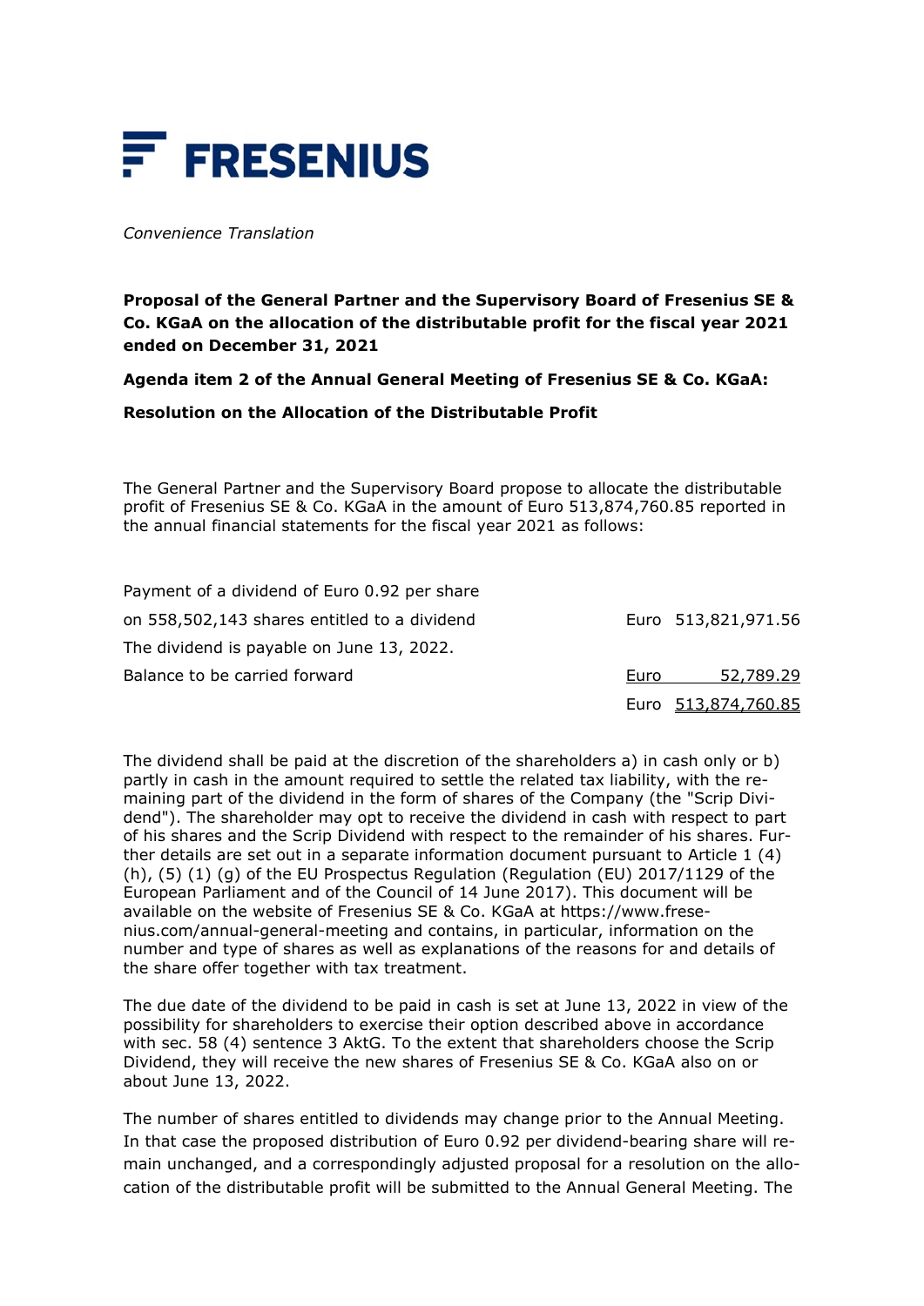FRESENIUS

*Convenience Translation*

**Proposal of the General Partner and the Supervisory Board of Fresenius SE & Co. KGaA on the allocation of the distributable profit for the fiscal year 2021 ended on December 31, 2021**

**Agenda item 2 of the Annual General Meeting of Fresenius SE & Co. KGaA:**

**Resolution on the Allocation of the Distributable Profit**

The General Partner and the Supervisory Board propose to allocate the distributable profit of Fresenius SE & Co. KGaA in the amount of Euro 513,874,760.85 reported in the annual financial statements for the fiscal year 2021 as follows:

| | | |
|---|---|---|
| Payment of a dividend of Euro 0.92 per share on 558,502,143 shares entitled to a dividend | Euro | 513,821,971.56 |
| The dividend is payable on June 13, 2022. | | |
| Balance to be carried forward | Euro | 52,789.29 |
| | Euro | 513,874,760.85 |

The dividend shall be paid at the discretion of the shareholders a) in cash only or b) partly in cash in the amount required to settle the related tax liability, with the remaining part of the dividend in the form of shares of the Company (the "Scrip Dividend"). The shareholder may opt to receive the dividend in cash with respect to part of his shares and the Scrip Dividend with respect to the remainder of his shares. Further details are set out in a separate information document pursuant to Article 1 (4) (h), (5) (1) (g) of the EU Prospectus Regulation (Regulation (EU) 2017/1129 of the European Parliament and of the Council of 14 June 2017). This document will be available on the website of Fresenius SE & Co. KGaA at https://www.fresenius.com/annual-general-meeting and contains, in particular, information on the number and type of shares as well as explanations of the reasons for and details of the share offer together with tax treatment.

The due date of the dividend to be paid in cash is set at June 13, 2022 in view of the possibility for shareholders to exercise their option described above in accordance with sec. 58 (4) sentence 3 AktG. To the extent that shareholders choose the Scrip Dividend, they will receive the new shares of Fresenius SE & Co. KGaA also on or about June 13, 2022.

The number of shares entitled to dividends may change prior to the Annual Meeting. In that case the proposed distribution of Euro 0.92 per dividend-bearing share will remain unchanged, and a correspondingly adjusted proposal for a resolution on the allocation of the distributable profit will be submitted to the Annual General Meeting. The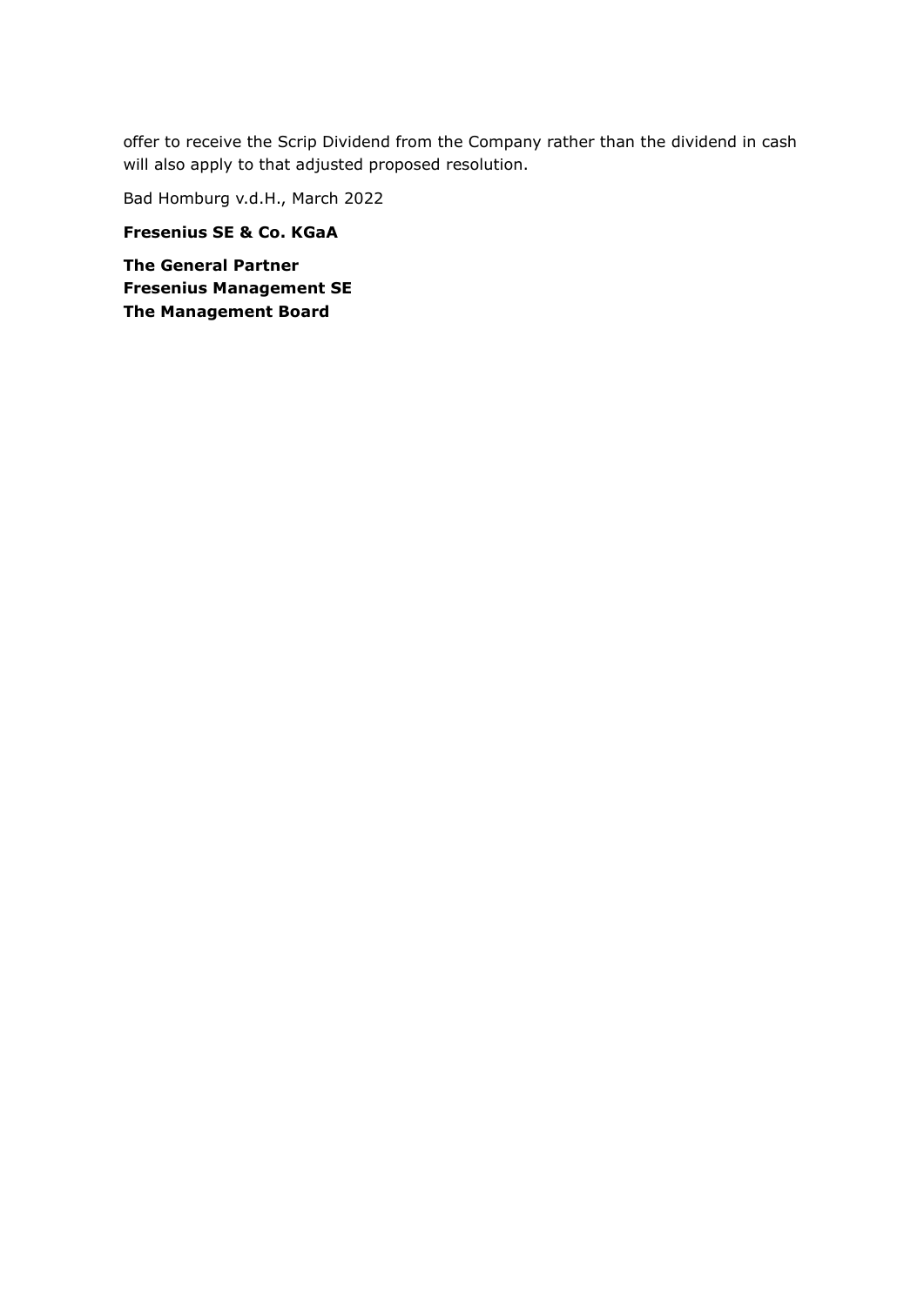offer to receive the Scrip Dividend from the Company rather than the dividend in cash will also apply to that adjusted proposed resolution.

Bad Homburg v.d.H., March 2022

**Fresenius SE & Co. KGaA**

**The General Partner**
**Fresenius Management SE**
**The Management Board**